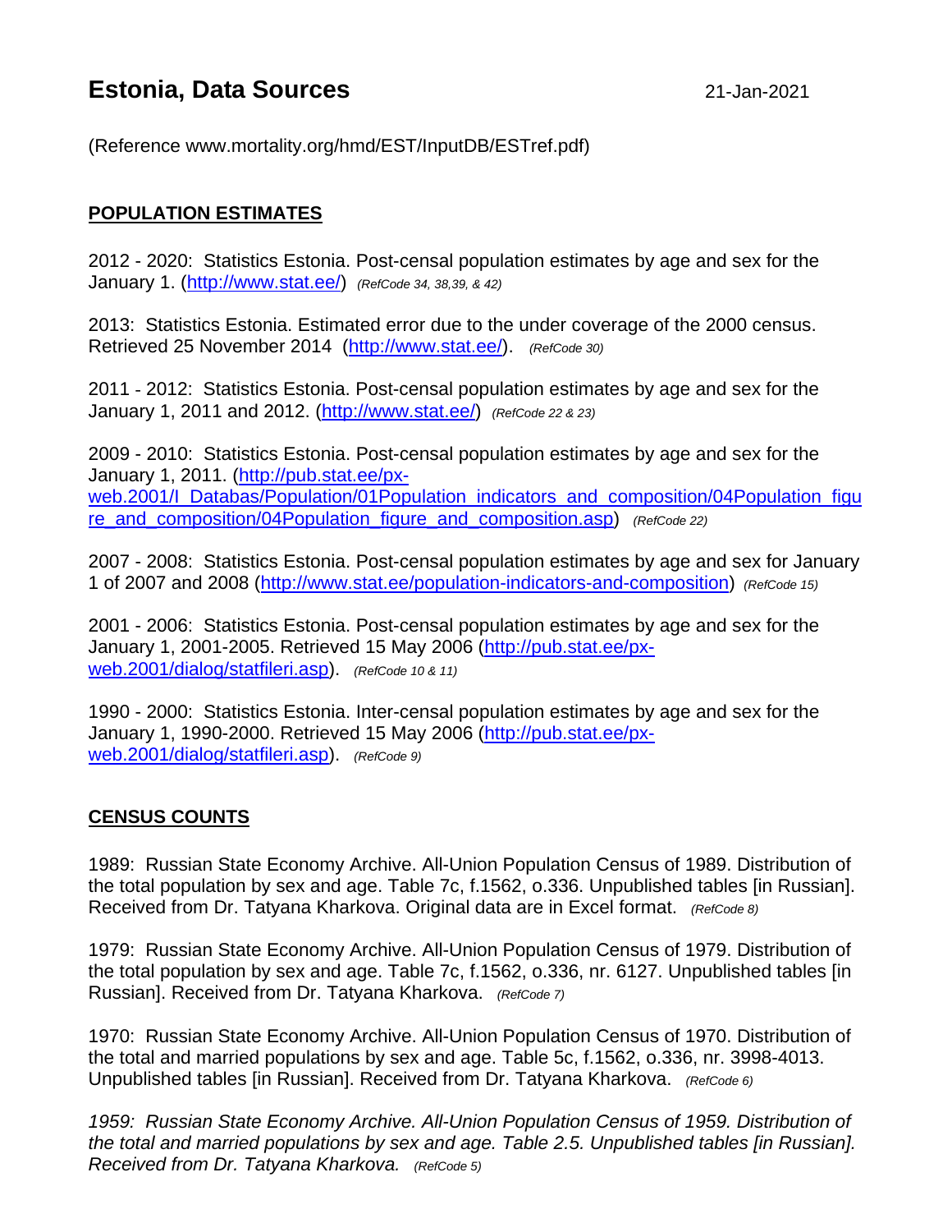# Estonia, Data Sources

21-Jan-2021

(Reference www.mortality.org/hmd/EST/InputDB/ESTref.pdf)

## POPULATION ESTIMATES

2012 - 2020: Statistics Estonia. Post-censal population estimates by age and sex for the January 1. (http://www.stat.ee/) *(RefCode 34, 38,39, & 42)*

2013: Statistics Estonia. Estimated error due to the under coverage of the 2000 census. Retrieved 25 November 2014 (http://www.stat.ee/). *(RefCode 30)*

2011 - 2012: Statistics Estonia. Post-censal population estimates by age and sex for the January 1, 2011 and 2012. (http://www.stat.ee/) *(RefCode 22 & 23)*

2009 - 2010: Statistics Estonia. Post-censal population estimates by age and sex for the January 1, 2011. (http://pub.stat.ee/px-web.2001/I_Databas/Population/01Population_indicators_and_composition/04Population_figure_and_composition/04Population_figure_and_composition.asp) *(RefCode 22)*

2007 - 2008: Statistics Estonia. Post-censal population estimates by age and sex for January 1 of 2007 and 2008 (http://www.stat.ee/population-indicators-and-composition) *(RefCode 15)*

2001 - 2006: Statistics Estonia. Post-censal population estimates by age and sex for the January 1, 2001-2005. Retrieved 15 May 2006 (http://pub.stat.ee/px-web.2001/dialog/statfileri.asp). *(RefCode 10 & 11)*

1990 - 2000: Statistics Estonia. Inter-censal population estimates by age and sex for the January 1, 1990-2000. Retrieved 15 May 2006 (http://pub.stat.ee/px-web.2001/dialog/statfileri.asp). *(RefCode 9)*

## CENSUS COUNTS

1989: Russian State Economy Archive. All-Union Population Census of 1989. Distribution of the total population by sex and age. Table 7c, f.1562, o.336. Unpublished tables [in Russian]. Received from Dr. Tatyana Kharkova. Original data are in Excel format. *(RefCode 8)*

1979: Russian State Economy Archive. All-Union Population Census of 1979. Distribution of the total population by sex and age. Table 7c, f.1562, o.336, nr. 6127. Unpublished tables [in Russian]. Received from Dr. Tatyana Kharkova. *(RefCode 7)*

1970: Russian State Economy Archive. All-Union Population Census of 1970. Distribution of the total and married populations by sex and age. Table 5c, f.1562, o.336, nr. 3998-4013. Unpublished tables [in Russian]. Received from Dr. Tatyana Kharkova. *(RefCode 6)*

*1959: Russian State Economy Archive. All-Union Population Census of 1959. Distribution of the total and married populations by sex and age. Table 2.5. Unpublished tables [in Russian]. Received from Dr. Tatyana Kharkova. (RefCode 5)*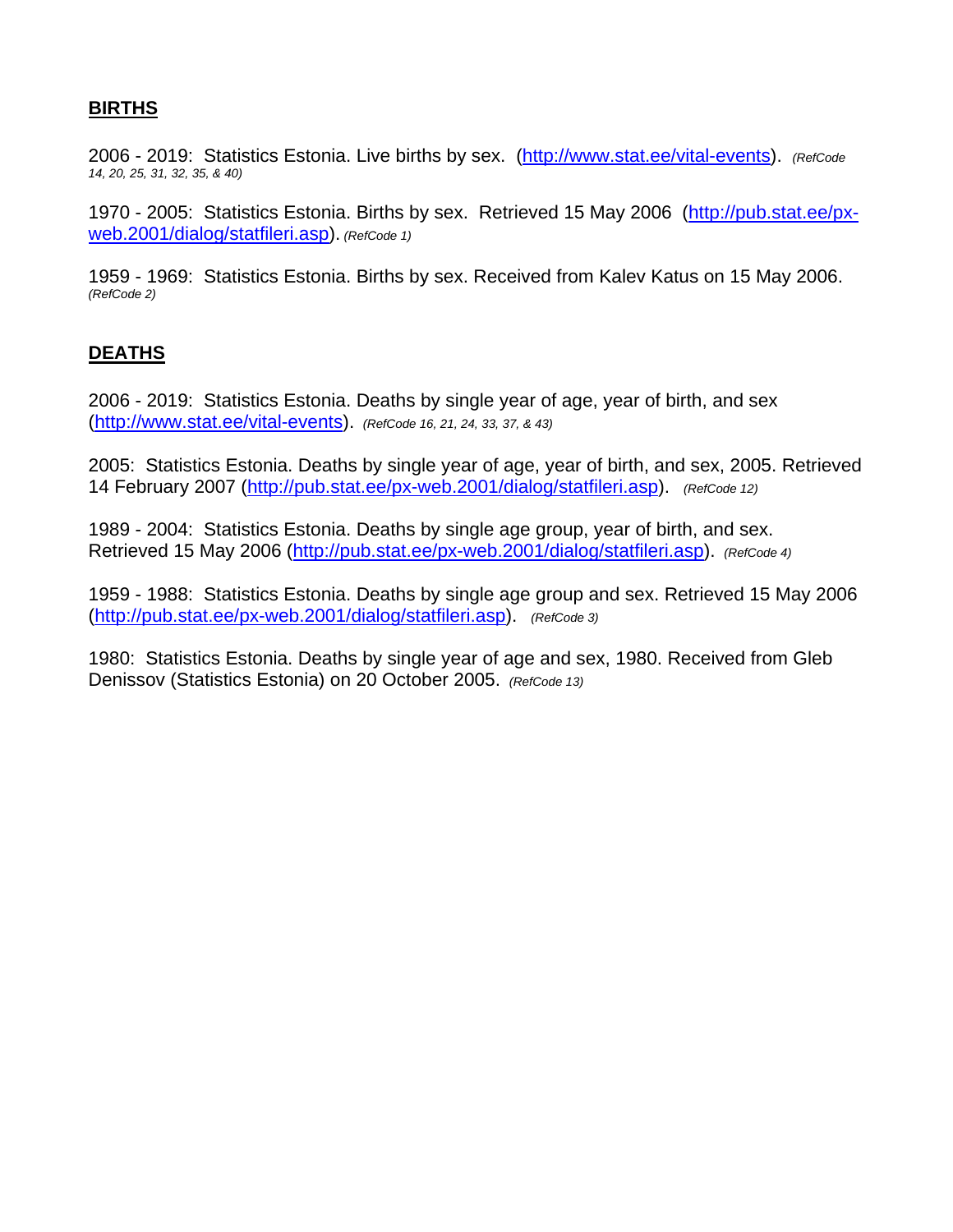## BIRTHS

2006 - 2019: Statistics Estonia. Live births by sex. (http://www.stat.ee/vital-events). *(RefCode 14, 20, 25, 31, 32, 35, & 40)*

1970 - 2005: Statistics Estonia. Births by sex. Retrieved 15 May 2006 (http://pub.stat.ee/px-web.2001/dialog/statfileri.asp). *(RefCode 1)*

1959 - 1969: Statistics Estonia. Births by sex. Received from Kalev Katus on 15 May 2006. *(RefCode 2)*

## DEATHS

2006 - 2019: Statistics Estonia. Deaths by single year of age, year of birth, and sex (http://www.stat.ee/vital-events). *(RefCode 16, 21, 24, 33, 37, & 43)*

2005: Statistics Estonia. Deaths by single year of age, year of birth, and sex, 2005. Retrieved 14 February 2007 (http://pub.stat.ee/px-web.2001/dialog/statfileri.asp). *(RefCode 12)*

1989 - 2004: Statistics Estonia. Deaths by single age group, year of birth, and sex. Retrieved 15 May 2006 (http://pub.stat.ee/px-web.2001/dialog/statfileri.asp). *(RefCode 4)*

1959 - 1988: Statistics Estonia. Deaths by single age group and sex. Retrieved 15 May 2006 (http://pub.stat.ee/px-web.2001/dialog/statfileri.asp). *(RefCode 3)*

1980: Statistics Estonia. Deaths by single year of age and sex, 1980. Received from Gleb Denissov (Statistics Estonia) on 20 October 2005. *(RefCode 13)*